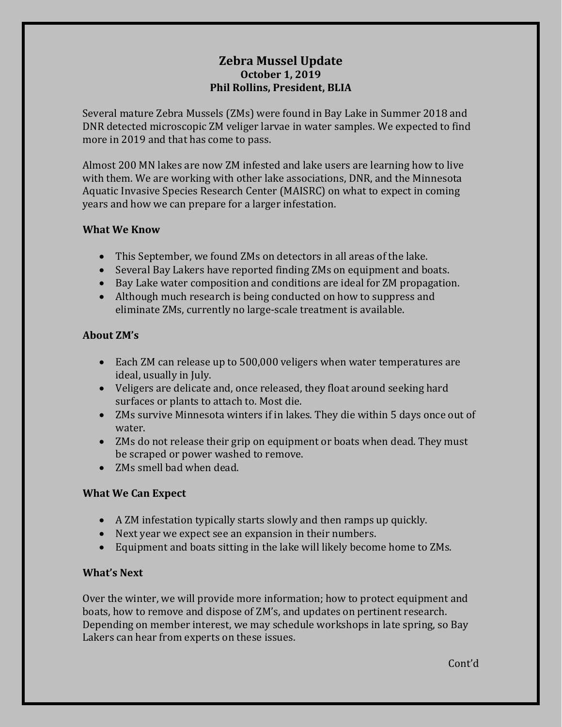# Zebra Mussel Update

**October 1, 2019**
**Phil Rollins, President, BLIA**

Several mature Zebra Mussels (ZMs) were found in Bay Lake in Summer 2018 and DNR detected microscopic ZM veliger larvae in water samples. We expected to find more in 2019 and that has come to pass.

Almost 200 MN lakes are now ZM infested and lake users are learning how to live with them. We are working with other lake associations, DNR, and the Minnesota Aquatic Invasive Species Research Center (MAISRC) on what to expect in coming years and how we can prepare for a larger infestation.

## What We Know

- This September, we found ZMs on detectors in all areas of the lake.
- Several Bay Lakers have reported finding ZMs on equipment and boats.
- Bay Lake water composition and conditions are ideal for ZM propagation.
- Although much research is being conducted on how to suppress and eliminate ZMs, currently no large-scale treatment is available.

## About ZM's

- Each ZM can release up to 500,000 veligers when water temperatures are ideal, usually in July.
- Veligers are delicate and, once released, they float around seeking hard surfaces or plants to attach to. Most die.
- ZMs survive Minnesota winters if in lakes. They die within 5 days once out of water.
- ZMs do not release their grip on equipment or boats when dead. They must be scraped or power washed to remove.
- ZMs smell bad when dead.

## What We Can Expect

- A ZM infestation typically starts slowly and then ramps up quickly.
- Next year we expect see an expansion in their numbers.
- Equipment and boats sitting in the lake will likely become home to ZMs.

## What's Next

Over the winter, we will provide more information; how to protect equipment and boats, how to remove and dispose of ZM's, and updates on pertinent research. Depending on member interest, we may schedule workshops in late spring, so Bay Lakers can hear from experts on these issues.

Cont'd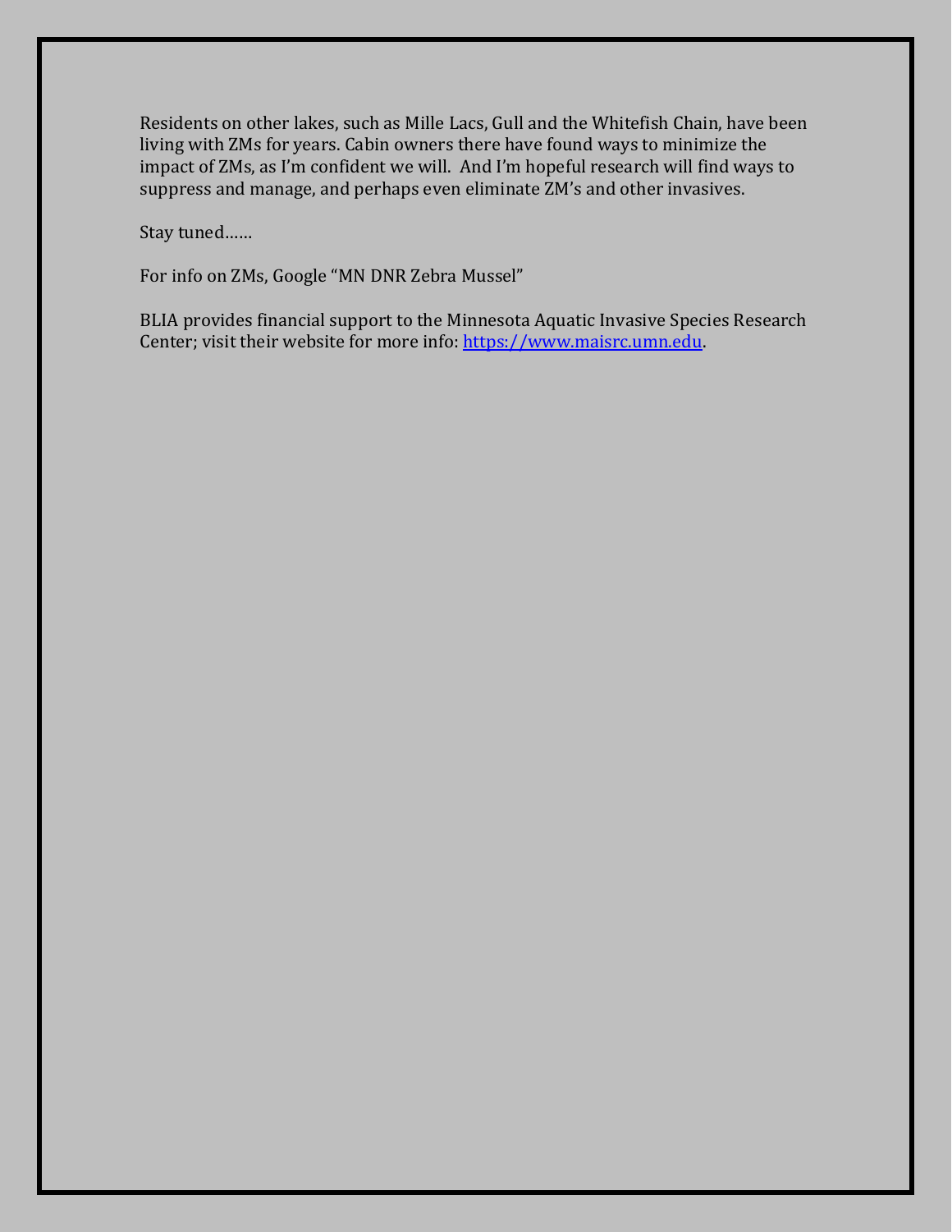Residents on other lakes, such as Mille Lacs, Gull and the Whitefish Chain, have been living with ZMs for years. Cabin owners there have found ways to minimize the impact of ZMs, as I'm confident we will. And I'm hopeful research will find ways to suppress and manage, and perhaps even eliminate ZM's and other invasives.

Stay tuned……

For info on ZMs, Google "MN DNR Zebra Mussel"

BLIA provides financial support to the Minnesota Aquatic Invasive Species Research Center; visit their website for more info: [https://www.maisrc.umn.edu](https://www.maisrc.umn.edu).